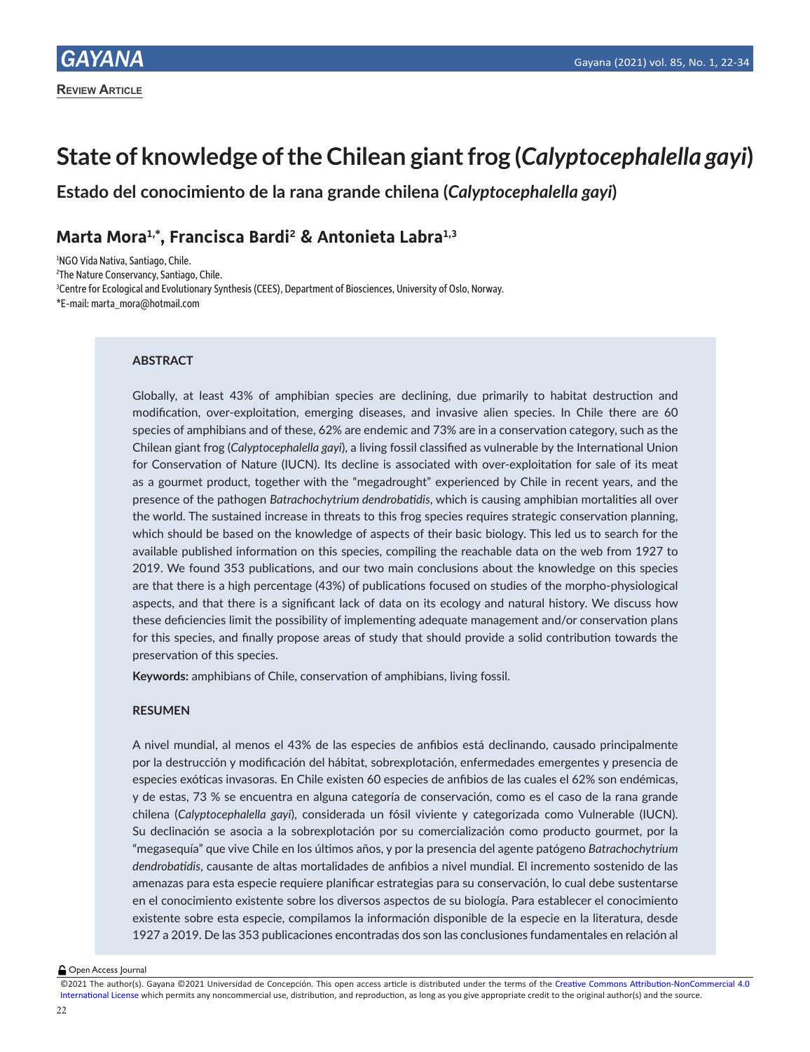**Review Article**

# State of knowledge of the Chilean giant frog (*Calyptocephalella gayi*)

## Estado del conocimiento de la rana grande chilena (*Calyptocephalella gayi*)

### Marta Mora[1,*], Francisca Bardi[2] & Antonieta Labra[1,3]

[1]NGO Vida Nativa, Santiago, Chile.
[2]The Nature Conservancy, Santiago, Chile.
[3]Centre for Ecological and Evolutionary Synthesis (CEES), Department of Biosciences, University of Oslo, Norway.
*E-mail: marta_mora@hotmail.com

#### ABSTRACT

Globally, at least 43% of amphibian species are declining, due primarily to habitat destruction and modification, over-exploitation, emerging diseases, and invasive alien species. In Chile there are 60 species of amphibians and of these, 62% are endemic and 73% are in a conservation category, such as the Chilean giant frog (*Calyptocephalella gayi*), a living fossil classified as vulnerable by the International Union for Conservation of Nature (IUCN). Its decline is associated with over-exploitation for sale of its meat as a gourmet product, together with the "megadrought" experienced by Chile in recent years, and the presence of the pathogen *Batrachochytrium dendrobatidis*, which is causing amphibian mortalities all over the world. The sustained increase in threats to this frog species requires strategic conservation planning, which should be based on the knowledge of aspects of their basic biology. This led us to search for the available published information on this species, compiling the reachable data on the web from 1927 to 2019. We found 353 publications, and our two main conclusions about the knowledge on this species are that there is a high percentage (43%) of publications focused on studies of the morpho-physiological aspects, and that there is a significant lack of data on its ecology and natural history. We discuss how these deficiencies limit the possibility of implementing adequate management and/or conservation plans for this species, and finally propose areas of study that should provide a solid contribution towards the preservation of this species.

**Keywords:** amphibians of Chile, conservation of amphibians, living fossil.

#### RESUMEN

A nivel mundial, al menos el 43% de las especies de anfibios está declinando, causado principalmente por la destrucción y modificación del hábitat, sobrexplotación, enfermedades emergentes y presencia de especies exóticas invasoras. En Chile existen 60 especies de anfibios de las cuales el 62% son endémicas, y de estas, 73 % se encuentra en alguna categoría de conservación, como es el caso de la rana grande chilena (*Calyptocephalella gayi*), considerada un fósil viviente y categorizada como Vulnerable (IUCN). Su declinación se asocia a la sobrexplotación por su comercialización como producto gourmet, por la "megasequía" que vive Chile en los últimos años, y por la presencia del agente patógeno *Batrachochytrium dendrobatidis*, causante de altas mortalidades de anfibios a nivel mundial. El incremento sostenido de las amenazas para esta especie requiere planificar estrategias para su conservación, lo cual debe sustentarse en el conocimiento existente sobre los diversos aspectos de su biología. Para establecer el conocimiento existente sobre esta especie, compilamos la información disponible de la especie en la literatura, desde 1927 a 2019. De las 353 publicaciones encontradas dos son las conclusiones fundamentales en relación al

Open Access Journal

©2021 The author(s). Gayana ©2021 Universidad de Concepción. This open access article is distributed under the terms of the Creative Commons Attribution-NonCommercial 4.0 International License which permits any noncommercial use, distribution, and reproduction, as long as you give appropriate credit to the original author(s) and the source.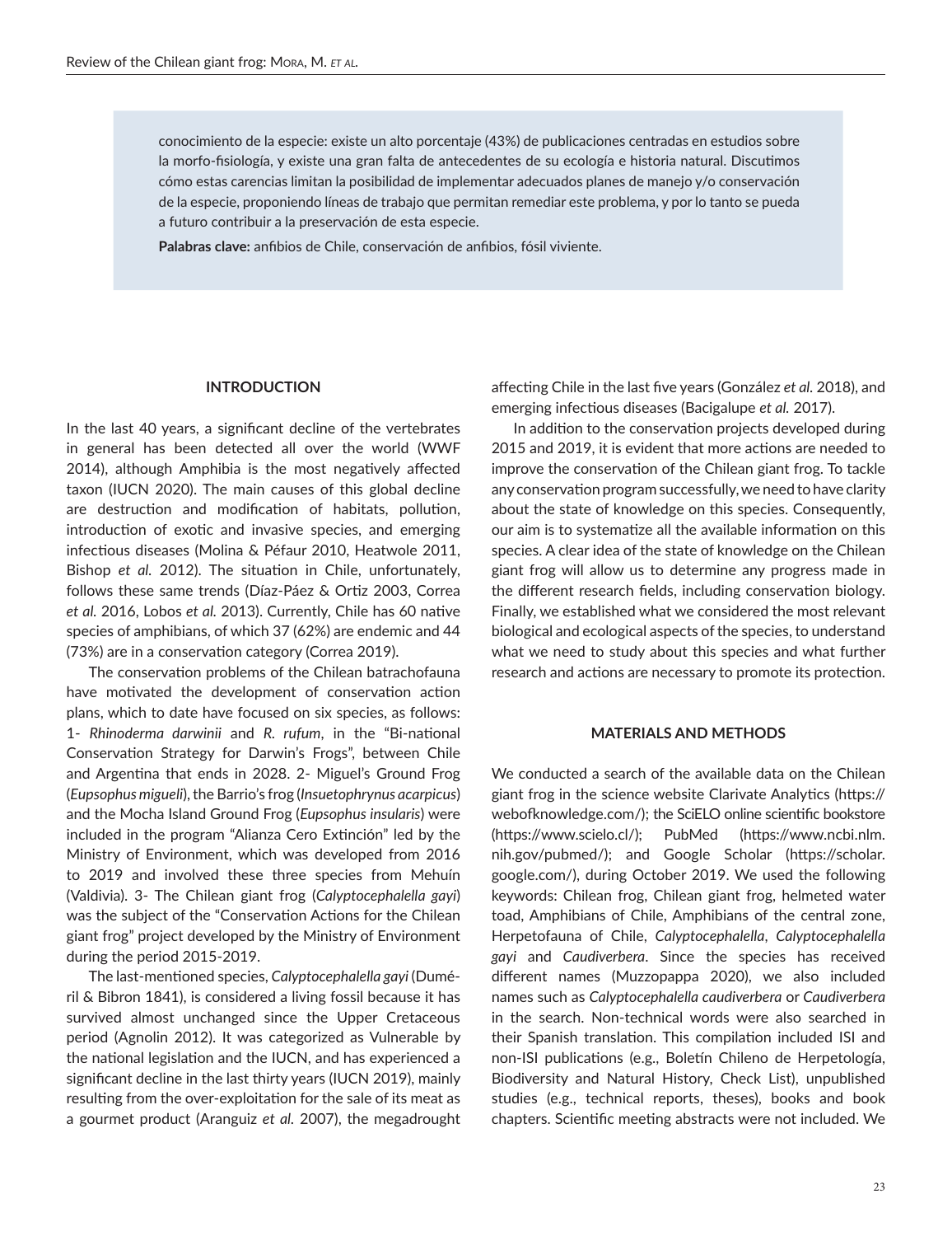conocimiento de la especie: existe un alto porcentaje (43%) de publicaciones centradas en estudios sobre la morfo-fisiología, y existe una gran falta de antecedentes de su ecología e historia natural. Discutimos cómo estas carencias limitan la posibilidad de implementar adecuados planes de manejo y/o conservación de la especie, proponiendo líneas de trabajo que permitan remediar este problema, y por lo tanto se pueda a futuro contribuir a la preservación de esta especie.

**Palabras clave:** anfibios de Chile, conservación de anfibios, fósil viviente.

## INTRODUCTION

In the last 40 years, a significant decline of the vertebrates in general has been detected all over the world (WWF 2014), although Amphibia is the most negatively affected taxon (IUCN 2020). The main causes of this global decline are destruction and modification of habitats, pollution, introduction of exotic and invasive species, and emerging infectious diseases (Molina & Péfaur 2010, Heatwole 2011, Bishop *et al.* 2012). The situation in Chile, unfortunately, follows these same trends (Díaz-Páez & Ortiz 2003, Correa *et al.* 2016, Lobos *et al.* 2013). Currently, Chile has 60 native species of amphibians, of which 37 (62%) are endemic and 44 (73%) are in a conservation category (Correa 2019).

The conservation problems of the Chilean batrachofauna have motivated the development of conservation action plans, which to date have focused on six species, as follows: 1- *Rhinoderma darwinii* and *R. rufum*, in the "Bi-national Conservation Strategy for Darwin's Frogs", between Chile and Argentina that ends in 2028. 2- Miguel's Ground Frog (*Eupsophus migueli*), the Barrio's frog (*Insuetophrynus acarpicus*) and the Mocha Island Ground Frog (*Eupsophus insularis*) were included in the program "Alianza Cero Extinción" led by the Ministry of Environment, which was developed from 2016 to 2019 and involved these three species from Mehuín (Valdivia). 3- The Chilean giant frog (*Calyptocephalella gayi*) was the subject of the "Conservation Actions for the Chilean giant frog" project developed by the Ministry of Environment during the period 2015-2019.

The last-mentioned species, *Calyptocephalella gayi* (Duméril & Bibron 1841), is considered a living fossil because it has survived almost unchanged since the Upper Cretaceous period (Agnolin 2012). It was categorized as Vulnerable by the national legislation and the IUCN, and has experienced a significant decline in the last thirty years (IUCN 2019), mainly resulting from the over-exploitation for the sale of its meat as a gourmet product (Aranguiz *et al.* 2007), the megadrought affecting Chile in the last five years (González *et al.* 2018), and emerging infectious diseases (Bacigalupe *et al.* 2017).

In addition to the conservation projects developed during 2015 and 2019, it is evident that more actions are needed to improve the conservation of the Chilean giant frog. To tackle any conservation program successfully, we need to have clarity about the state of knowledge on this species. Consequently, our aim is to systematize all the available information on this species. A clear idea of the state of knowledge on the Chilean giant frog will allow us to determine any progress made in the different research fields, including conservation biology. Finally, we established what we considered the most relevant biological and ecological aspects of the species, to understand what we need to study about this species and what further research and actions are necessary to promote its protection.

## MATERIALS AND METHODS

We conducted a search of the available data on the Chilean giant frog in the science website Clarivate Analytics (https://webofknowledge.com/); the SciELO online scientific bookstore (https://www.scielo.cl/); PubMed (https://www.ncbi.nlm.nih.gov/pubmed/); and Google Scholar (https://scholar.google.com/), during October 2019. We used the following keywords: Chilean frog, Chilean giant frog, helmeted water toad, Amphibians of Chile, Amphibians of the central zone, Herpetofauna of Chile, *Calyptocephalella*, *Calyptocephalella gayi* and *Caudiverbera*. Since the species has received different names (Muzzopappa 2020), we also included names such as *Calyptocephalella caudiverbera* or *Caudiverbera* in the search. Non-technical words were also searched in their Spanish translation. This compilation included ISI and non-ISI publications (e.g., Boletín Chileno de Herpetología, Biodiversity and Natural History, Check List), unpublished studies (e.g., technical reports, theses), books and book chapters. Scientific meeting abstracts were not included. We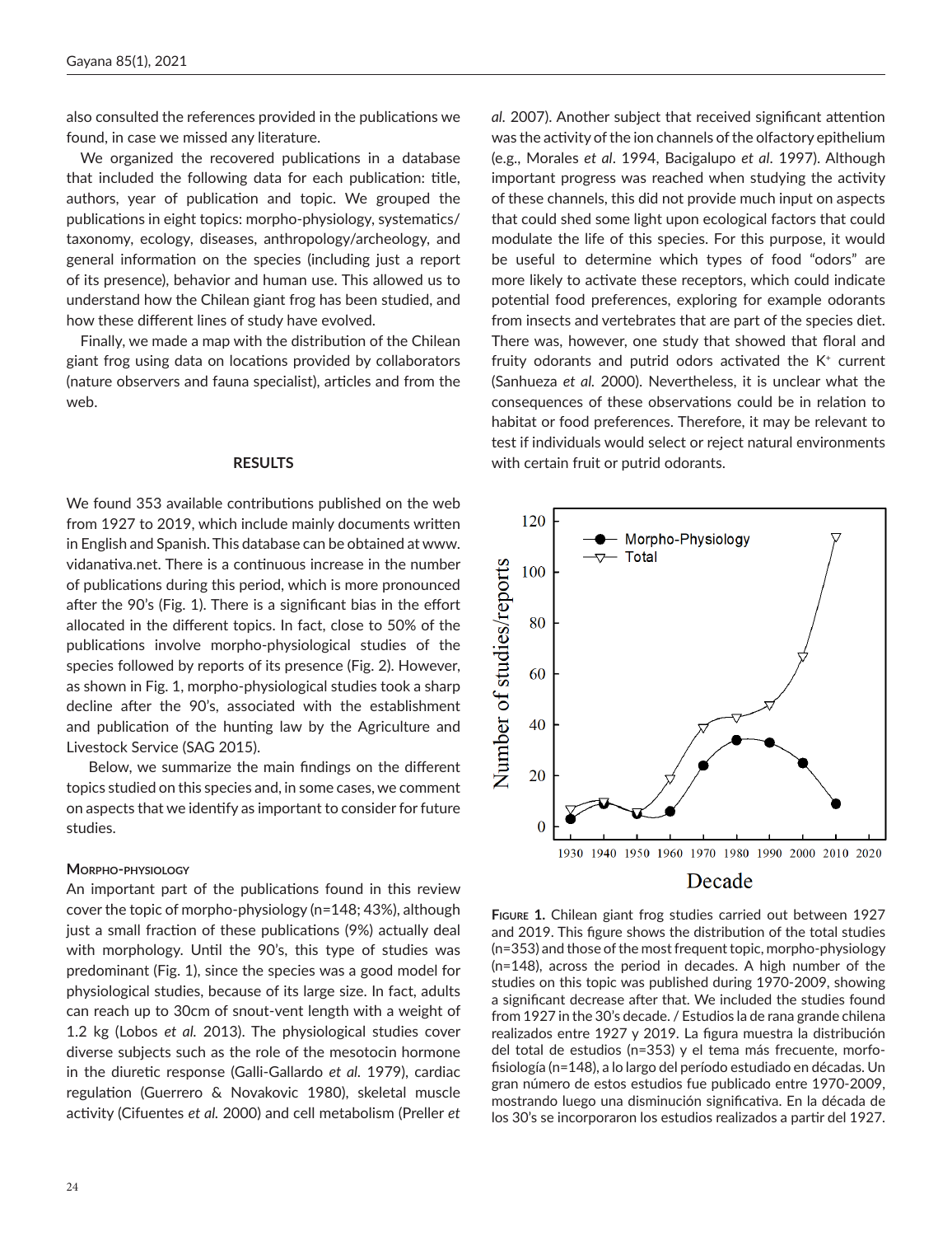also consulted the references provided in the publications we found, in case we missed any literature.

We organized the recovered publications in a database that included the following data for each publication: title, authors, year of publication and topic. We grouped the publications in eight topics: morpho-physiology, systematics/taxonomy, ecology, diseases, anthropology/archeology, and general information on the species (including just a report of its presence), behavior and human use. This allowed us to understand how the Chilean giant frog has been studied, and how these different lines of study have evolved.

Finally, we made a map with the distribution of the Chilean giant frog using data on locations provided by collaborators (nature observers and fauna specialist), articles and from the web.

## RESULTS

We found 353 available contributions published on the web from 1927 to 2019, which include mainly documents written in English and Spanish. This database can be obtained at www.vidanativa.net. There is a continuous increase in the number of publications during this period, which is more pronounced after the 90's (Fig. 1). There is a significant bias in the effort allocated in the different topics. In fact, close to 50% of the publications involve morpho-physiological studies of the species followed by reports of its presence (Fig. 2). However, as shown in Fig. 1, morpho-physiological studies took a sharp decline after the 90's, associated with the establishment and publication of the hunting law by the Agriculture and Livestock Service (SAG 2015).

Below, we summarize the main findings on the different topics studied on this species and, in some cases, we comment on aspects that we identify as important to consider for future studies.

### Morpho-physiology

An important part of the publications found in this review cover the topic of morpho-physiology (n=148; 43%), although just a small fraction of these publications (9%) actually deal with morphology. Until the 90's, this type of studies was predominant (Fig. 1), since the species was a good model for physiological studies, because of its large size. In fact, adults can reach up to 30cm of snout-vent length with a weight of 1.2 kg (Lobos *et al.* 2013). The physiological studies cover diverse subjects such as the role of the mesotocin hormone in the diuretic response (Galli-Gallardo *et al.* 1979), cardiac regulation (Guerrero & Novakovic 1980), skeletal muscle activity (Cifuentes *et al.* 2000) and cell metabolism (Preller *et al.* 2007). Another subject that received significant attention was the activity of the ion channels of the olfactory epithelium (e.g., Morales *et al*. 1994, Bacigalupo *et al*. 1997). Although important progress was reached when studying the activity of these channels, this did not provide much input on aspects that could shed some light upon ecological factors that could modulate the life of this species. For this purpose, it would be useful to determine which types of food "odors" are more likely to activate these receptors, which could indicate potential food preferences, exploring for example odorants from insects and vertebrates that are part of the species diet. There was, however, one study that showed that floral and fruity odorants and putrid odors activated the $K^+$ current (Sanhueza *et al.* 2000). Nevertheless, it is unclear what the consequences of these observations could be in relation to habitat or food preferences. Therefore, it may be relevant to test if individuals would select or reject natural environments with certain fruit or putrid odorants.

**Figure 1.** Chilean giant frog studies carried out between 1927 and 2019. This figure shows the distribution of the total studies (n=353) and those of the most frequent topic, morpho-physiology (n=148), across the period in decades. A high number of the studies on this topic was published during 1970-2009, showing a significant decrease after that. We included the studies found from 1927 in the 30's decade. / Estudios la de rana grande chilena realizados entre 1927 y 2019. La figura muestra la distribución del total de estudios (n=353) y el tema más frecuente, morfo-fisiología (n=148), a lo largo del período estudiado en décadas. Un gran número de estos estudios fue publicado entre 1970-2009, mostrando luego una disminución significativa. En la década de los 30's se incorporaron los estudios realizados a partir del 1927.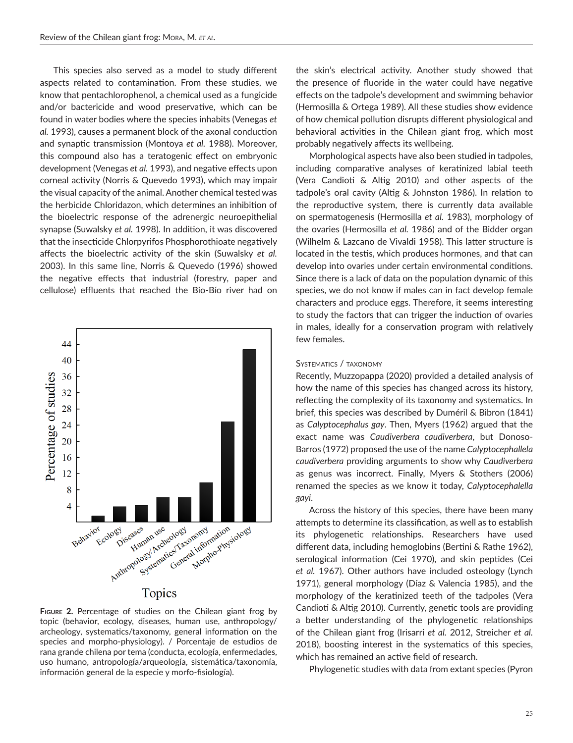This species also served as a model to study different aspects related to contamination. From these studies, we know that pentachlorophenol, a chemical used as a fungicide and/or bactericide and wood preservative, which can be found in water bodies where the species inhabits (Venegas *et al.* 1993), causes a permanent block of the axonal conduction and synaptic transmission (Montoya *et al.* 1988). Moreover, this compound also has a teratogenic effect on embryonic development (Venegas *et al.* 1993), and negative effects upon corneal activity (Norris & Quevedo 1993), which may impair the visual capacity of the animal. Another chemical tested was the herbicide Chloridazon, which determines an inhibition of the bioelectric response of the adrenergic neuroepithelial synapse (Suwalsky *et al.* 1998). In addition, it was discovered that the insecticide Chlorpyrifos Phosphorothioate negatively affects the bioelectric activity of the skin (Suwalsky *et al.* 2003). In this same line, Norris & Quevedo (1996) showed the negative effects that industrial (forestry, paper and cellulose) effluents that reached the Bio-Bío river had on the skin's electrical activity. Another study showed that the presence of fluoride in the water could have negative effects on the tadpole's development and swimming behavior (Hermosilla & Ortega 1989). All these studies show evidence of how chemical pollution disrupts different physiological and behavioral activities in the Chilean giant frog, which most probably negatively affects its wellbeing.

Morphological aspects have also been studied in tadpoles, including comparative analyses of keratinized labial teeth (Vera Candioti & Altig 2010) and other aspects of the tadpole's oral cavity (Altig & Johnston 1986). In relation to the reproductive system, there is currently data available on spermatogenesis (Hermosilla *et al.* 1983), morphology of the ovaries (Hermosilla *et al.* 1986) and of the Bidder organ (Wilhelm & Lazcano de Vivaldi 1958). This latter structure is located in the testis, which produces hormones, and that can develop into ovaries under certain environmental conditions. Since there is a lack of data on the population dynamic of this species, we do not know if males can in fact develop female characters and produce eggs. Therefore, it seems interesting to study the factors that can trigger the induction of ovaries in males, ideally for a conservation program with relatively few females.

**Figure 2.** Percentage of studies on the Chilean giant frog by topic (behavior, ecology, diseases, human use, anthropology/archeology, systematics/taxonomy, general information on the species and morpho-physiology). / Porcentaje de estudios de rana grande chilena por tema (conducta, ecología, enfermedades, uso humano, antropología/arqueología, sistemática/taxonomía, información general de la especie y morfo-fisiología).

### Systematics / taxonomy

Recently, Muzzopappa (2020) provided a detailed analysis of how the name of this species has changed across its history, reflecting the complexity of its taxonomy and systematics. In brief, this species was described by Duméril & Bibron (1841) as *Calyptocephalus gay*. Then, Myers (1962) argued that the exact name was *Caudiverbera caudiverbera*, but Donoso-Barros (1972) proposed the use of the name *Calyptocephallela caudiverbera* providing arguments to show why *Caudiverbera* as genus was incorrect. Finally, Myers & Stothers (2006) renamed the species as we know it today, *Calyptocephalella gayi*.

Across the history of this species, there have been many attempts to determine its classification, as well as to establish its phylogenetic relationships. Researchers have used different data, including hemoglobins (Bertini & Rathe 1962), serological information (Cei 1970), and skin peptides (Cei *et al.* 1967). Other authors have included osteology (Lynch 1971), general morphology (Díaz & Valencia 1985), and the morphology of the keratinized teeth of the tadpoles (Vera Candioti & Altig 2010). Currently, genetic tools are providing a better understanding of the phylogenetic relationships of the Chilean giant frog (Irisarri *et al.* 2012, Streicher *et al.* 2018), boosting interest in the systematics of this species, which has remained an active field of research.

Phylogenetic studies with data from extant species (Pyron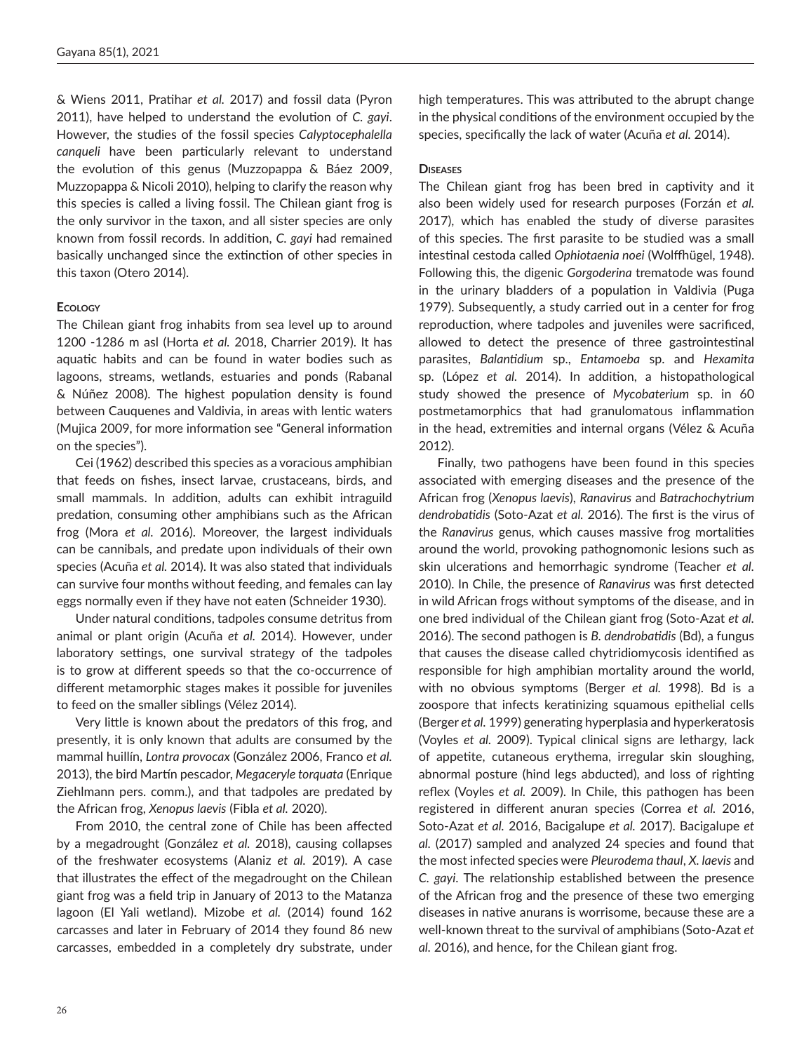& Wiens 2011, Pratihar *et al.* 2017) and fossil data (Pyron 2011), have helped to understand the evolution of *C. gayi*. However, the studies of the fossil species *Calyptocephalella canqueli* have been particularly relevant to understand the evolution of this genus (Muzzopappa & Báez 2009, Muzzopappa & Nicoli 2010), helping to clarify the reason why this species is called a living fossil. The Chilean giant frog is the only survivor in the taxon, and all sister species are only known from fossil records. In addition, *C. gayi* had remained basically unchanged since the extinction of other species in this taxon (Otero 2014).

### Ecology

The Chilean giant frog inhabits from sea level up to around 1200 -1286 m asl (Horta *et al.* 2018, Charrier 2019). It has aquatic habits and can be found in water bodies such as lagoons, streams, wetlands, estuaries and ponds (Rabanal & Núñez 2008). The highest population density is found between Cauquenes and Valdivia, in areas with lentic waters (Mujica 2009, for more information see "General information on the species").

Cei (1962) described this species as a voracious amphibian that feeds on fishes, insect larvae, crustaceans, birds, and small mammals. In addition, adults can exhibit intraguild predation, consuming other amphibians such as the African frog (Mora *et al.* 2016). Moreover, the largest individuals can be cannibals, and predate upon individuals of their own species (Acuña *et al.* 2014). It was also stated that individuals can survive four months without feeding, and females can lay eggs normally even if they have not eaten (Schneider 1930).

Under natural conditions, tadpoles consume detritus from animal or plant origin (Acuña *et al.* 2014). However, under laboratory settings, one survival strategy of the tadpoles is to grow at different speeds so that the co-occurrence of different metamorphic stages makes it possible for juveniles to feed on the smaller siblings (Vélez 2014).

Very little is known about the predators of this frog, and presently, it is only known that adults are consumed by the mammal huillín, *Lontra provocax* (González 2006, Franco *et al.* 2013), the bird Martín pescador, *Megaceryle torquata* (Enrique Ziehlmann pers. comm.), and that tadpoles are predated by the African frog, *Xenopus laevis* (Fibla *et al.* 2020).

From 2010, the central zone of Chile has been affected by a megadrought (González *et al.* 2018), causing collapses of the freshwater ecosystems (Alaniz *et al.* 2019). A case that illustrates the effect of the megadrought on the Chilean giant frog was a field trip in January of 2013 to the Matanza lagoon (El Yali wetland). Mizobe *et al.* (2014) found 162 carcasses and later in February of 2014 they found 86 new carcasses, embedded in a completely dry substrate, under high temperatures. This was attributed to the abrupt change in the physical conditions of the environment occupied by the species, specifically the lack of water (Acuña *et al.* 2014).

### Diseases

The Chilean giant frog has been bred in captivity and it also been widely used for research purposes (Forzán *et al.* 2017), which has enabled the study of diverse parasites of this species. The first parasite to be studied was a small intestinal cestoda called *Ophiotaenia noei* (Wolffhügel, 1948). Following this, the digenic *Gorgoderina* trematode was found in the urinary bladders of a population in Valdivia (Puga 1979). Subsequently, a study carried out in a center for frog reproduction, where tadpoles and juveniles were sacrificed, allowed to detect the presence of three gastrointestinal parasites, *Balantidium* sp., *Entamoeba* sp. and *Hexamita* sp. (López *et al.* 2014). In addition, a histopathological study showed the presence of *Mycobaterium* sp. in 60 postmetamorphics that had granulomatous inflammation in the head, extremities and internal organs (Vélez & Acuña 2012).

Finally, two pathogens have been found in this species associated with emerging diseases and the presence of the African frog (*Xenopus laevis*), *Ranavirus* and *Batrachochytrium dendrobatidis* (Soto-Azat *et al.* 2016). The first is the virus of the *Ranavirus* genus, which causes massive frog mortalities around the world, provoking pathognomonic lesions such as skin ulcerations and hemorrhagic syndrome (Teacher *et al.* 2010). In Chile, the presence of *Ranavirus* was first detected in wild African frogs without symptoms of the disease, and in one bred individual of the Chilean giant frog (Soto-Azat *et al.* 2016). The second pathogen is *B. dendrobatidis* (Bd), a fungus that causes the disease called chytridiomycosis identified as responsible for high amphibian mortality around the world, with no obvious symptoms (Berger *et al.* 1998). Bd is a zoospore that infects keratinizing squamous epithelial cells (Berger *et al.* 1999) generating hyperplasia and hyperkeratosis (Voyles *et al.* 2009). Typical clinical signs are lethargy, lack of appetite, cutaneous erythema, irregular skin sloughing, abnormal posture (hind legs abducted), and loss of righting reflex (Voyles *et al.* 2009). In Chile, this pathogen has been registered in different anuran species (Correa *et al.* 2016, Soto-Azat *et al.* 2016, Bacigalupe *et al.* 2017). Bacigalupe *et al.* (2017) sampled and analyzed 24 species and found that the most infected species were *Pleurodema thaul*, *X. laevis* and *C. gayi*. The relationship established between the presence of the African frog and the presence of these two emerging diseases in native anurans is worrisome, because these are a well-known threat to the survival of amphibians (Soto-Azat *et al.* 2016), and hence, for the Chilean giant frog.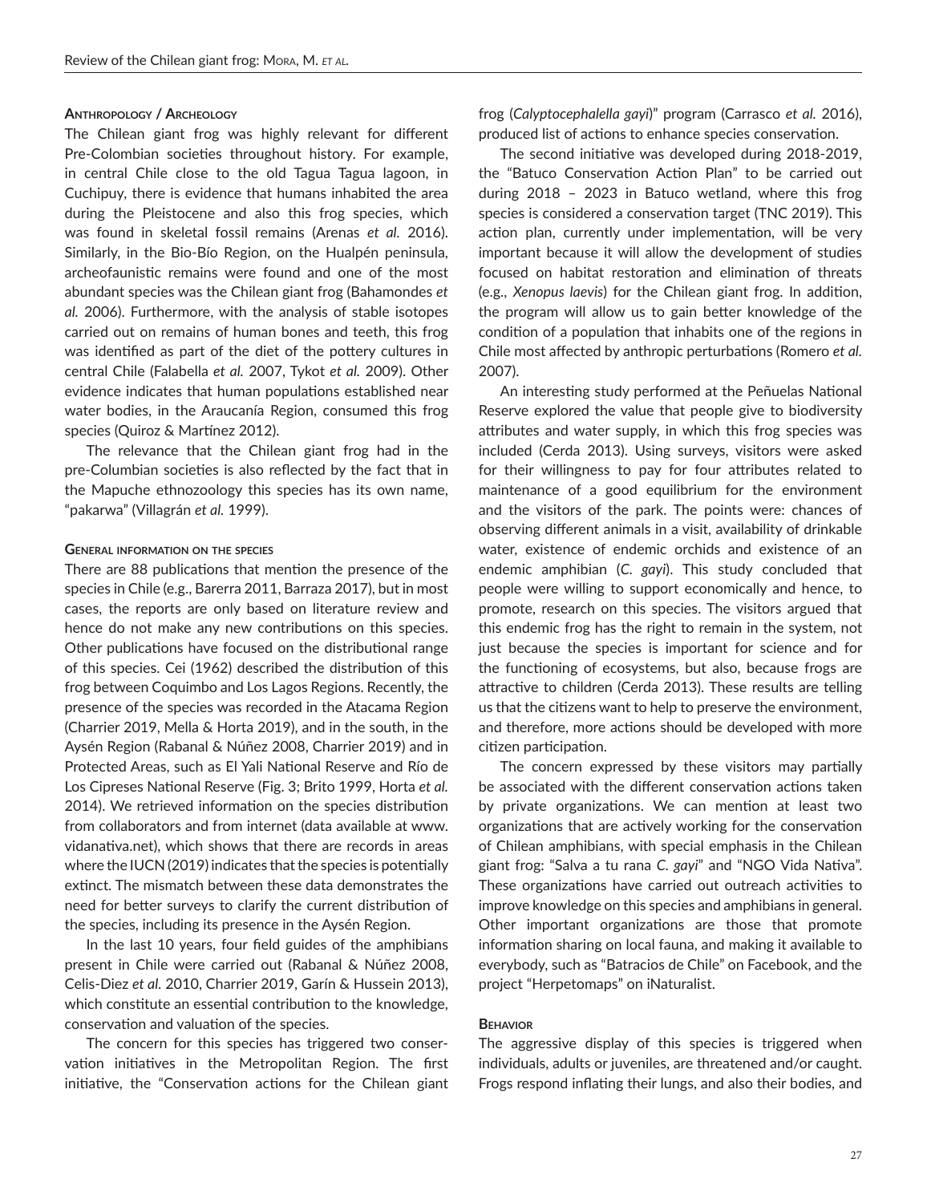### Anthropology / Archeology

The Chilean giant frog was highly relevant for different Pre-Colombian societies throughout history. For example, in central Chile close to the old Tagua Tagua lagoon, in Cuchipuy, there is evidence that humans inhabited the area during the Pleistocene and also this frog species, which was found in skeletal fossil remains (Arenas *et al.* 2016). Similarly, in the Bio-Bío Region, on the Hualpén peninsula, archeofaunistic remains were found and one of the most abundant species was the Chilean giant frog (Bahamondes *et al.* 2006). Furthermore, with the analysis of stable isotopes carried out on remains of human bones and teeth, this frog was identified as part of the diet of the pottery cultures in central Chile (Falabella *et al.* 2007, Tykot *et al.* 2009). Other evidence indicates that human populations established near water bodies, in the Araucanía Region, consumed this frog species (Quiroz & Martínez 2012).

The relevance that the Chilean giant frog had in the pre-Columbian societies is also reflected by the fact that in the Mapuche ethnozoology this species has its own name, "pakarwa" (Villagrán *et al.* 1999).

### General information on the species

There are 88 publications that mention the presence of the species in Chile (e.g., Barerra 2011, Barraza 2017), but in most cases, the reports are only based on literature review and hence do not make any new contributions on this species. Other publications have focused on the distributional range of this species. Cei (1962) described the distribution of this frog between Coquimbo and Los Lagos Regions. Recently, the presence of the species was recorded in the Atacama Region (Charrier 2019, Mella & Horta 2019), and in the south, in the Aysén Region (Rabanal & Núñez 2008, Charrier 2019) and in Protected Areas, such as El Yali National Reserve and Río de Los Cipreses National Reserve (Fig. 3; Brito 1999, Horta *et al.* 2014). We retrieved information on the species distribution from collaborators and from internet (data available at www.vidanativa.net), which shows that there are records in areas where the IUCN (2019) indicates that the species is potentially extinct. The mismatch between these data demonstrates the need for better surveys to clarify the current distribution of the species, including its presence in the Aysén Region.

In the last 10 years, four field guides of the amphibians present in Chile were carried out (Rabanal & Núñez 2008, Celis-Diez *et al.* 2010, Charrier 2019, Garín & Hussein 2013), which constitute an essential contribution to the knowledge, conservation and valuation of the species.

The concern for this species has triggered two conservation initiatives in the Metropolitan Region. The first initiative, the "Conservation actions for the Chilean giant frog (*Calyptocephalella gayi*)" program (Carrasco *et al.* 2016), produced list of actions to enhance species conservation.

The second initiative was developed during 2018-2019, the "Batuco Conservation Action Plan" to be carried out during 2018 – 2023 in Batuco wetland, where this frog species is considered a conservation target (TNC 2019). This action plan, currently under implementation, will be very important because it will allow the development of studies focused on habitat restoration and elimination of threats (e.g., *Xenopus laevis*) for the Chilean giant frog. In addition, the program will allow us to gain better knowledge of the condition of a population that inhabits one of the regions in Chile most affected by anthropic perturbations (Romero *et al.* 2007).

An interesting study performed at the Peñuelas National Reserve explored the value that people give to biodiversity attributes and water supply, in which this frog species was included (Cerda 2013). Using surveys, visitors were asked for their willingness to pay for four attributes related to maintenance of a good equilibrium for the environment and the visitors of the park. The points were: chances of observing different animals in a visit, availability of drinkable water, existence of endemic orchids and existence of an endemic amphibian (*C. gayi*). This study concluded that people were willing to support economically and hence, to promote, research on this species. The visitors argued that this endemic frog has the right to remain in the system, not just because the species is important for science and for the functioning of ecosystems, but also, because frogs are attractive to children (Cerda 2013). These results are telling us that the citizens want to help to preserve the environment, and therefore, more actions should be developed with more citizen participation.

The concern expressed by these visitors may partially be associated with the different conservation actions taken by private organizations. We can mention at least two organizations that are actively working for the conservation of Chilean amphibians, with special emphasis in the Chilean giant frog: "Salva a tu rana *C. gayi*" and "NGO Vida Nativa". These organizations have carried out outreach activities to improve knowledge on this species and amphibians in general. Other important organizations are those that promote information sharing on local fauna, and making it available to everybody, such as "Batracios de Chile" on Facebook, and the project "Herpetomaps" on iNaturalist.

### Behavior

The aggressive display of this species is triggered when individuals, adults or juveniles, are threatened and/or caught. Frogs respond inflating their lungs, and also their bodies, and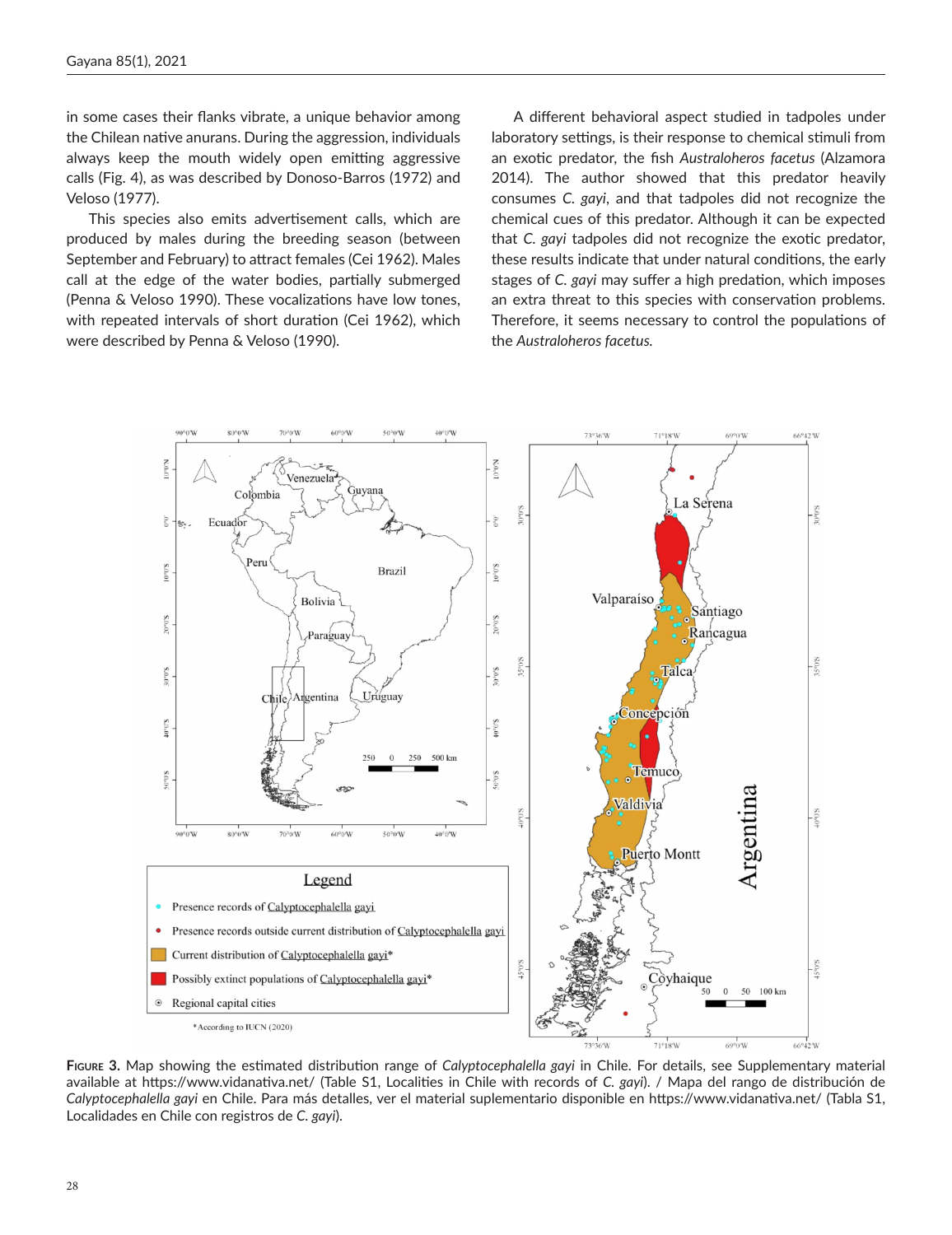in some cases their flanks vibrate, a unique behavior among the Chilean native anurans. During the aggression, individuals always keep the mouth widely open emitting aggressive calls (Fig. 4), as was described by Donoso-Barros (1972) and Veloso (1977).

This species also emits advertisement calls, which are produced by males during the breeding season (between September and February) to attract females (Cei 1962). Males call at the edge of the water bodies, partially submerged (Penna & Veloso 1990). These vocalizations have low tones, with repeated intervals of short duration (Cei 1962), which were described by Penna & Veloso (1990).

A different behavioral aspect studied in tadpoles under laboratory settings, is their response to chemical stimuli from an exotic predator, the fish *Australoheros facetus* (Alzamora 2014). The author showed that this predator heavily consumes *C. gayi*, and that tadpoles did not recognize the chemical cues of this predator. Although it can be expected that *C. gayi* tadpoles did not recognize the exotic predator, these results indicate that under natural conditions, the early stages of *C. gayi* may suffer a high predation, which imposes an extra threat to this species with conservation problems. Therefore, it seems necessary to control the populations of the *Australoheros facetus.*

**Figure 3.** Map showing the estimated distribution range of *Calyptocephalella gayi* in Chile. For details, see Supplementary material available at https://www.vidanativa.net/ (Table S1, Localities in Chile with records of *C. gayi*). / Mapa del rango de distribución de *Calyptocephalella gayi* en Chile. Para más detalles, ver el material suplementario disponible en https://www.vidanativa.net/ (Tabla S1, Localidades en Chile con registros de *C. gayi*).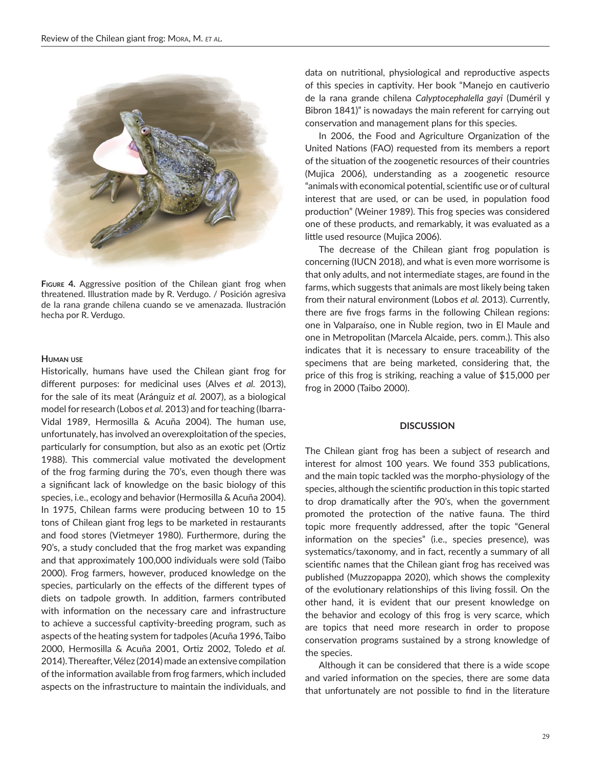**Figure 4.** Aggressive position of the Chilean giant frog when threatened. Illustration made by R. Verdugo. / Posición agresiva de la rana grande chilena cuando se ve amenazada. Ilustración hecha por R. Verdugo.

#### Human use

Historically, humans have used the Chilean giant frog for different purposes: for medicinal uses (Alves *et al.* 2013), for the sale of its meat (Aránguiz *et al.* 2007), as a biological model for research (Lobos *et al.* 2013) and for teaching (Ibarra-Vidal 1989, Hermosilla & Acuña 2004). The human use, unfortunately, has involved an overexploitation of the species, particularly for consumption, but also as an exotic pet (Ortiz 1988). This commercial value motivated the development of the frog farming during the 70's, even though there was a significant lack of knowledge on the basic biology of this species, i.e., ecology and behavior (Hermosilla & Acuña 2004). In 1975, Chilean farms were producing between 10 to 15 tons of Chilean giant frog legs to be marketed in restaurants and food stores (Vietmeyer 1980). Furthermore, during the 90's, a study concluded that the frog market was expanding and that approximately 100,000 individuals were sold (Taibo 2000). Frog farmers, however, produced knowledge on the species, particularly on the effects of the different types of diets on tadpole growth. In addition, farmers contributed with information on the necessary care and infrastructure to achieve a successful captivity-breeding program, such as aspects of the heating system for tadpoles (Acuña 1996, Taibo 2000, Hermosilla & Acuña 2001, Ortiz 2002, Toledo *et al.* 2014). Thereafter, Vélez (2014) made an extensive compilation of the information available from frog farmers, which included aspects on the infrastructure to maintain the individuals, and data on nutritional, physiological and reproductive aspects of this species in captivity. Her book "Manejo en cautiverio de la rana grande chilena *Calyptocephalella gayi* (Duméril y Bibron 1841)" is nowadays the main referent for carrying out conservation and management plans for this species.

In 2006, the Food and Agriculture Organization of the United Nations (FAO) requested from its members a report of the situation of the zoogenetic resources of their countries (Mujica 2006), understanding as a zoogenetic resource "animals with economical potential, scientific use or of cultural interest that are used, or can be used, in population food production" (Weiner 1989). This frog species was considered one of these products, and remarkably, it was evaluated as a little used resource (Mujica 2006).

The decrease of the Chilean giant frog population is concerning (IUCN 2018), and what is even more worrisome is that only adults, and not intermediate stages, are found in the farms, which suggests that animals are most likely being taken from their natural environment (Lobos *et al.* 2013). Currently, there are five frogs farms in the following Chilean regions: one in Valparaíso, one in Ñuble region, two in El Maule and one in Metropolitan (Marcela Alcaide, pers. comm.). This also indicates that it is necessary to ensure traceability of the specimens that are being marketed, considering that, the price of this frog is striking, reaching a value of $15,000 per frog in 2000 (Taibo 2000).

## DISCUSSION

The Chilean giant frog has been a subject of research and interest for almost 100 years. We found 353 publications, and the main topic tackled was the morpho-physiology of the species, although the scientific production in this topic started to drop dramatically after the 90's, when the government promoted the protection of the native fauna. The third topic more frequently addressed, after the topic "General information on the species" (i.e., species presence), was systematics/taxonomy, and in fact, recently a summary of all scientific names that the Chilean giant frog has received was published (Muzzopappa 2020), which shows the complexity of the evolutionary relationships of this living fossil. On the other hand, it is evident that our present knowledge on the behavior and ecology of this frog is very scarce, which are topics that need more research in order to propose conservation programs sustained by a strong knowledge of the species.

Although it can be considered that there is a wide scope and varied information on the species, there are some data that unfortunately are not possible to find in the literature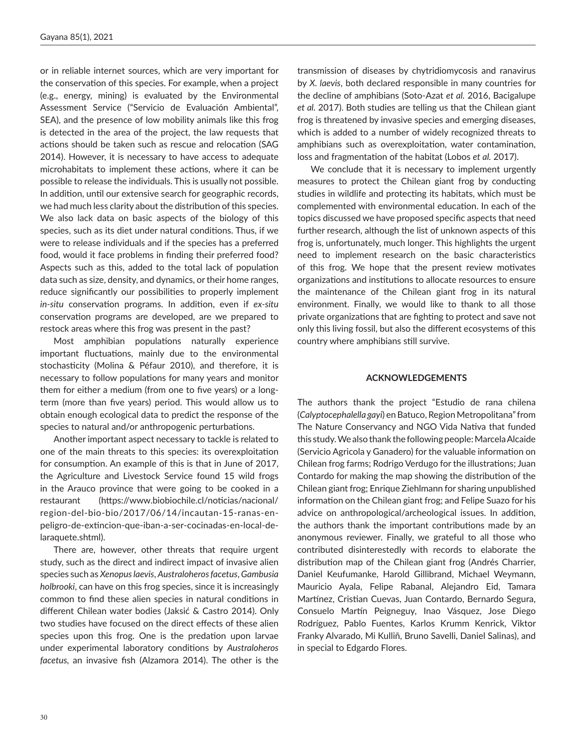or in reliable internet sources, which are very important for the conservation of this species. For example, when a project (e.g., energy, mining) is evaluated by the Environmental Assessment Service ("Servicio de Evaluación Ambiental", SEA), and the presence of low mobility animals like this frog is detected in the area of the project, the law requests that actions should be taken such as rescue and relocation (SAG 2014). However, it is necessary to have access to adequate microhabitats to implement these actions, where it can be possible to release the individuals. This is usually not possible. In addition, until our extensive search for geographic records, we had much less clarity about the distribution of this species. We also lack data on basic aspects of the biology of this species, such as its diet under natural conditions. Thus, if we were to release individuals and if the species has a preferred food, would it face problems in finding their preferred food? Aspects such as this, added to the total lack of population data such as size, density, and dynamics, or their home ranges, reduce significantly our possibilities to properly implement *in-situ* conservation programs. In addition, even if *ex-situ* conservation programs are developed, are we prepared to restock areas where this frog was present in the past?

Most amphibian populations naturally experience important fluctuations, mainly due to the environmental stochasticity (Molina & Péfaur 2010), and therefore, it is necessary to follow populations for many years and monitor them for either a medium (from one to five years) or a long-term (more than five years) period. This would allow us to obtain enough ecological data to predict the response of the species to natural and/or anthropogenic perturbations.

Another important aspect necessary to tackle is related to one of the main threats to this species: its overexploitation for consumption. An example of this is that in June of 2017, the Agriculture and Livestock Service found 15 wild frogs in the Arauco province that were going to be cooked in a restaurant (https://www.biobiochile.cl/noticias/nacional/region-del-bio-bio/2017/06/14/incautan-15-ranas-en-peligro-de-extincion-que-iban-a-ser-cocinadas-en-local-de-laraquete.shtml).

There are, however, other threats that require urgent study, such as the direct and indirect impact of invasive alien species such as *Xenopus laevis*, *Australoheros facetus*, *Gambusia holbrooki*, can have on this frog species, since it is increasingly common to find these alien species in natural conditions in different Chilean water bodies (Jaksić & Castro 2014). Only two studies have focused on the direct effects of these alien species upon this frog. One is the predation upon larvae under experimental laboratory conditions by *Australoheros facetus*, an invasive fish (Alzamora 2014). The other is the transmission of diseases by chytridiomycosis and ranavirus by *X. laevis*, both declared responsible in many countries for the decline of amphibians (Soto-Azat *et al.* 2016, Bacigalupe *et al.* 2017). Both studies are telling us that the Chilean giant frog is threatened by invasive species and emerging diseases, which is added to a number of widely recognized threats to amphibians such as overexploitation, water contamination, loss and fragmentation of the habitat (Lobos *et al.* 2017).

We conclude that it is necessary to implement urgently measures to protect the Chilean giant frog by conducting studies in wildlife and protecting its habitats, which must be complemented with environmental education. In each of the topics discussed we have proposed specific aspects that need further research, although the list of unknown aspects of this frog is, unfortunately, much longer. This highlights the urgent need to implement research on the basic characteristics of this frog. We hope that the present review motivates organizations and institutions to allocate resources to ensure the maintenance of the Chilean giant frog in its natural environment. Finally, we would like to thank to all those private organizations that are fighting to protect and save not only this living fossil, but also the different ecosystems of this country where amphibians still survive.

## ACKNOWLEDGEMENTS

The authors thank the project "Estudio de rana chilena (*Calyptocephalella gayi*) en Batuco, Region Metropolitana" from The Nature Conservancy and NGO Vida Nativa that funded this study. We also thank the following people: Marcela Alcaide (Servicio Agricola y Ganadero) for the valuable information on Chilean frog farms; Rodrigo Verdugo for the illustrations; Juan Contardo for making the map showing the distribution of the Chilean giant frog; Enrique Ziehlmann for sharing unpublished information on the Chilean giant frog; and Felipe Suazo for his advice on anthropological/archeological issues. In addition, the authors thank the important contributions made by an anonymous reviewer. Finally, we grateful to all those who contributed disinterestedly with records to elaborate the distribution map of the Chilean giant frog (Andrés Charrier, Daniel Keufumanke, Harold Gillibrand, Michael Weymann, Mauricio Ayala, Felipe Rabanal, Alejandro Eid, Tamara Martínez, Cristian Cuevas, Juan Contardo, Bernardo Segura, Consuelo Martín Peigneguy, Inao Vásquez, Jose Diego Rodríguez, Pablo Fuentes, Karlos Krumm Kenrick, Viktor Franky Alvarado, Mi Kulliñ, Bruno Savelli, Daniel Salinas), and in special to Edgardo Flores.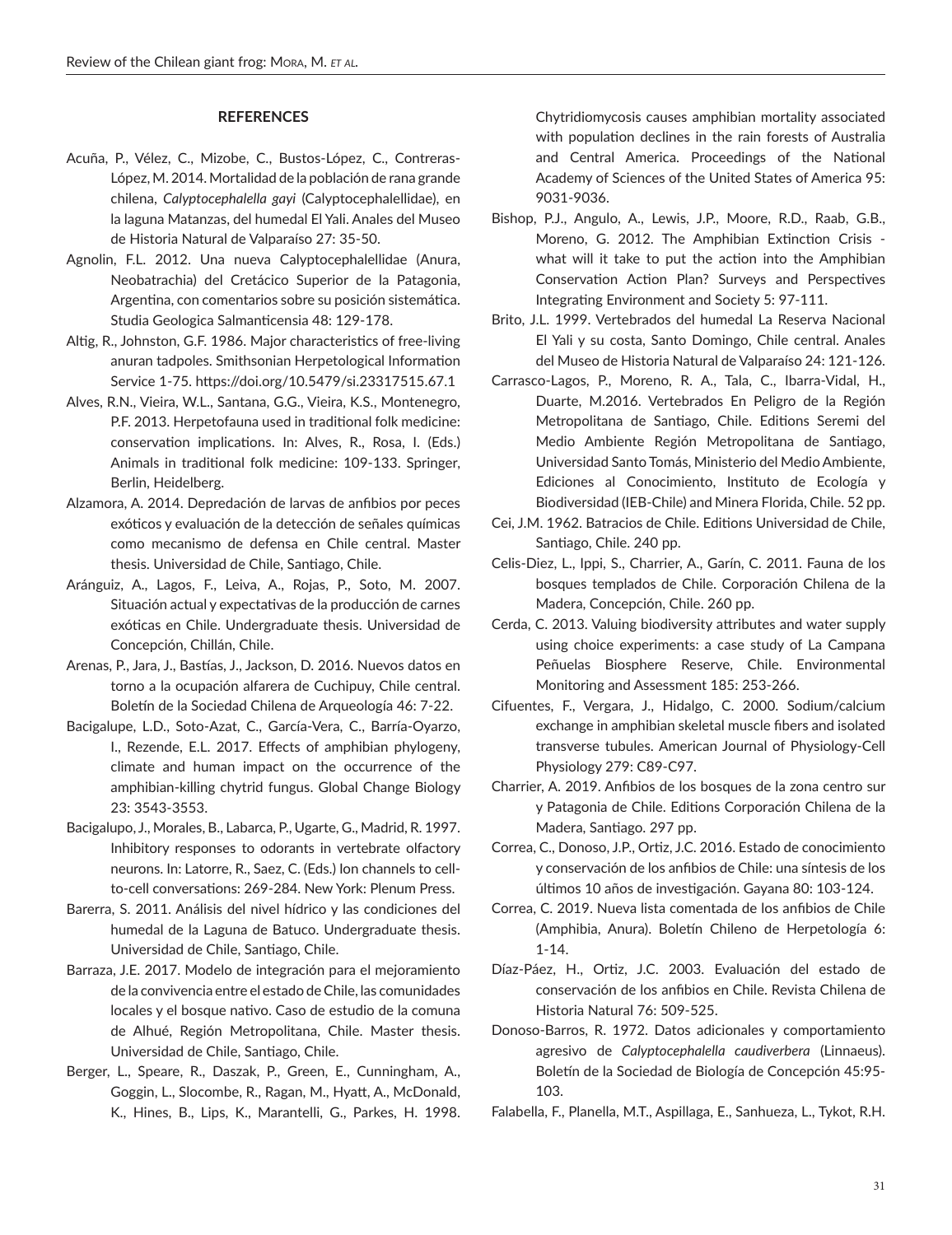## REFERENCES

Acuña, P., Vélez, C., Mizobe, C., Bustos-López, C., Contreras-López, M. 2014. Mortalidad de la población de rana grande chilena, *Calyptocephalella gayi* (Calyptocephalellidae), en la laguna Matanzas, del humedal El Yali. Anales del Museo de Historia Natural de Valparaíso 27: 35-50.

Agnolin, F.L. 2012. Una nueva Calyptocephalellidae (Anura, Neobatrachia) del Cretácico Superior de la Patagonia, Argentina, con comentarios sobre su posición sistemática. Studia Geologica Salmanticensia 48: 129-178.

Altig, R., Johnston, G.F. 1986. Major characteristics of free-living anuran tadpoles. Smithsonian Herpetological Information Service 1-75. https://doi.org/10.5479/si.23317515.67.1

Alves, R.N., Vieira, W.L., Santana, G.G., Vieira, K.S., Montenegro, P.F. 2013. Herpetofauna used in traditional folk medicine: conservation implications. In: Alves, R., Rosa, I. (Eds.) Animals in traditional folk medicine: 109-133. Springer, Berlin, Heidelberg.

Alzamora, A. 2014. Depredación de larvas de anfibios por peces exóticos y evaluación de la detección de señales químicas como mecanismo de defensa en Chile central. Master thesis. Universidad de Chile, Santiago, Chile.

Aránguiz, A., Lagos, F., Leiva, A., Rojas, P., Soto, M. 2007. Situación actual y expectativas de la producción de carnes exóticas en Chile. Undergraduate thesis. Universidad de Concepción, Chillán, Chile.

Arenas, P., Jara, J., Bastías, J., Jackson, D. 2016. Nuevos datos en torno a la ocupación alfarera de Cuchipuy, Chile central. Boletín de la Sociedad Chilena de Arqueología 46: 7-22.

Bacigalupe, L.D., Soto-Azat, C., García-Vera, C., Barría-Oyarzo, I., Rezende, E.L. 2017. Effects of amphibian phylogeny, climate and human impact on the occurrence of the amphibian-killing chytrid fungus. Global Change Biology 23: 3543-3553.

Bacigalupo, J., Morales, B., Labarca, P., Ugarte, G., Madrid, R. 1997. Inhibitory responses to odorants in vertebrate olfactory neurons. In: Latorre, R., Saez, C. (Eds.) Ion channels to cell-to-cell conversations: 269-284. New York: Plenum Press.

Barerra, S. 2011. Análisis del nivel hídrico y las condiciones del humedal de la Laguna de Batuco. Undergraduate thesis. Universidad de Chile, Santiago, Chile.

Barraza, J.E. 2017. Modelo de integración para el mejoramiento de la convivencia entre el estado de Chile, las comunidades locales y el bosque nativo. Caso de estudio de la comuna de Alhué, Región Metropolitana, Chile. Master thesis. Universidad de Chile, Santiago, Chile.

Berger, L., Speare, R., Daszak, P., Green, E., Cunningham, A., Goggin, L., Slocombe, R., Ragan, M., Hyatt, A., McDonald, K., Hines, B., Lips, K., Marantelli, G., Parkes, H. 1998. Chytridiomycosis causes amphibian mortality associated with population declines in the rain forests of Australia and Central America. Proceedings of the National Academy of Sciences of the United States of America 95: 9031-9036.

Bishop, P.J., Angulo, A., Lewis, J.P., Moore, R.D., Raab, G.B., Moreno, G. 2012. The Amphibian Extinction Crisis - what will it take to put the action into the Amphibian Conservation Action Plan? Surveys and Perspectives Integrating Environment and Society 5: 97-111.

Brito, J.L. 1999. Vertebrados del humedal La Reserva Nacional El Yali y su costa, Santo Domingo, Chile central. Anales del Museo de Historia Natural de Valparaíso 24: 121-126.

Carrasco-Lagos, P., Moreno, R. A., Tala, C., Ibarra-Vidal, H., Duarte, M.2016. Vertebrados En Peligro de la Región Metropolitana de Santiago, Chile. Editions Seremi del Medio Ambiente Región Metropolitana de Santiago, Universidad Santo Tomás, Ministerio del Medio Ambiente, Ediciones al Conocimiento, Instituto de Ecología y Biodiversidad (IEB-Chile) and Minera Florida, Chile. 52 pp.

Cei, J.M. 1962. Batracios de Chile. Editions Universidad de Chile, Santiago, Chile. 240 pp.

Celis-Diez, L., Ippi, S., Charrier, A., Garín, C. 2011. Fauna de los bosques templados de Chile. Corporación Chilena de la Madera, Concepción, Chile. 260 pp.

Cerda, C. 2013. Valuing biodiversity attributes and water supply using choice experiments: a case study of La Campana Peñuelas Biosphere Reserve, Chile. Environmental Monitoring and Assessment 185: 253-266.

Cifuentes, F., Vergara, J., Hidalgo, C. 2000. Sodium/calcium exchange in amphibian skeletal muscle fibers and isolated transverse tubules. American Journal of Physiology-Cell Physiology 279: C89-C97.

Charrier, A. 2019. Anfibios de los bosques de la zona centro sur y Patagonia de Chile. Editions Corporación Chilena de la Madera, Santiago. 297 pp.

Correa, C., Donoso, J.P., Ortiz, J.C. 2016. Estado de conocimiento y conservación de los anfibios de Chile: una síntesis de los últimos 10 años de investigación. Gayana 80: 103-124.

Correa, C. 2019. Nueva lista comentada de los anfibios de Chile (Amphibia, Anura). Boletín Chileno de Herpetología 6: 1-14.

Díaz-Páez, H., Ortiz, J.C. 2003. Evaluación del estado de conservación de los anfibios en Chile. Revista Chilena de Historia Natural 76: 509-525.

Donoso-Barros, R. 1972. Datos adicionales y comportamiento agresivo de *Calyptocephalella caudiverbera* (Linnaeus). Boletín de la Sociedad de Biología de Concepción 45:95-103.

Falabella, F., Planella, M.T., Aspillaga, E., Sanhueza, L., Tykot, R.H.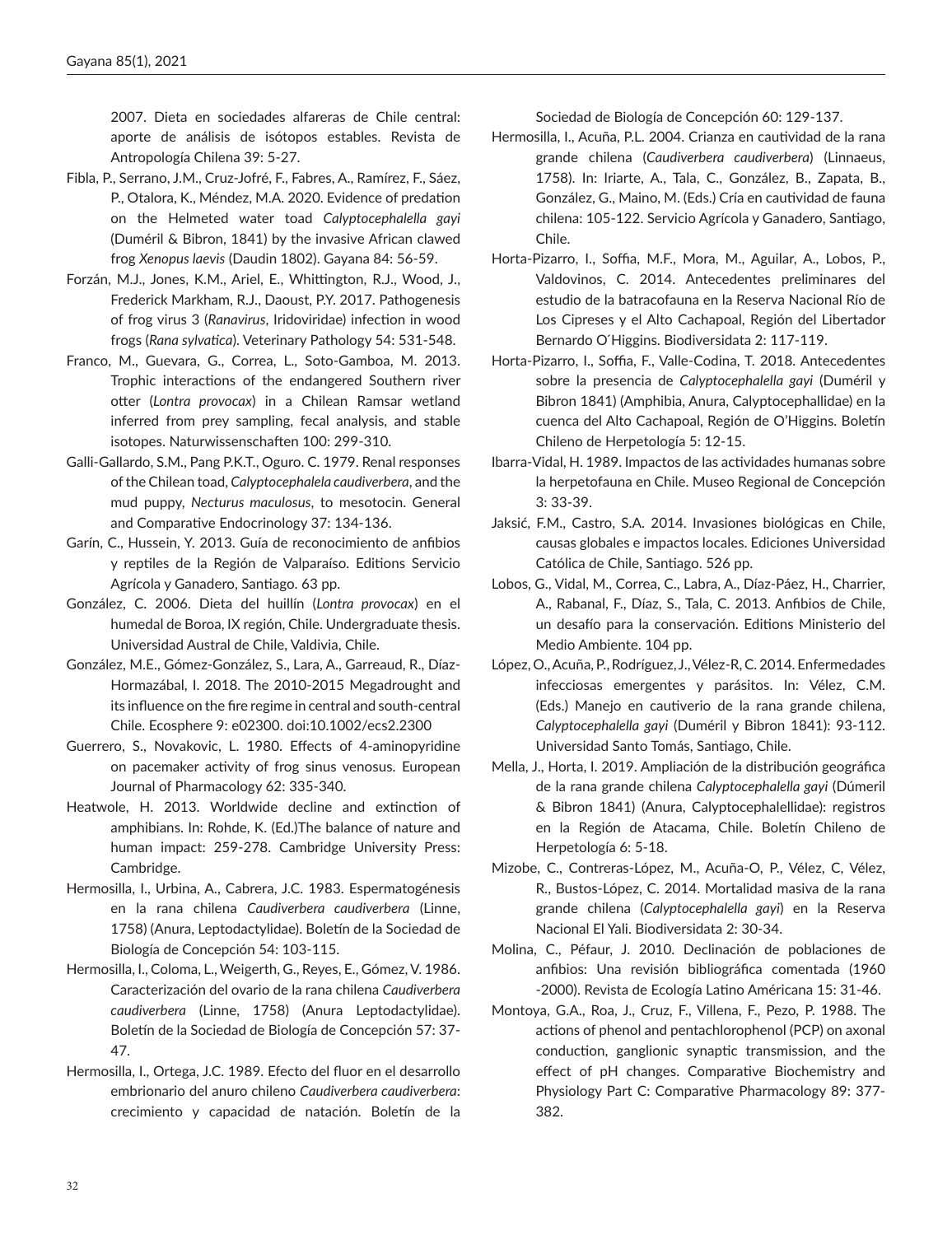2007. Dieta en sociedades alfareras de Chile central: aporte de análisis de isótopos estables. Revista de Antropología Chilena 39: 5-27.

Fibla, P., Serrano, J.M., Cruz-Jofré, F., Fabres, A., Ramírez, F., Sáez, P., Otalora, K., Méndez, M.A. 2020. Evidence of predation on the Helmeted water toad *Calyptocephalella gayi* (Duméril & Bibron, 1841) by the invasive African clawed frog *Xenopus laevis* (Daudin 1802). Gayana 84: 56-59.

Forzán, M.J., Jones, K.M., Ariel, E., Whittington, R.J., Wood, J., Frederick Markham, R.J., Daoust, P.Y. 2017. Pathogenesis of frog virus 3 (*Ranavirus*, Iridoviridae) infection in wood frogs (*Rana sylvatica*). Veterinary Pathology 54: 531-548.

Franco, M., Guevara, G., Correa, L., Soto-Gamboa, M. 2013. Trophic interactions of the endangered Southern river otter (*Lontra provocax*) in a Chilean Ramsar wetland inferred from prey sampling, fecal analysis, and stable isotopes. Naturwissenschaften 100: 299-310.

Galli-Gallardo, S.M., Pang P.K.T., Oguro. C. 1979. Renal responses of the Chilean toad, *Calyptocephalela caudiverbera*, and the mud puppy, *Necturus maculosus*, to mesotocin. General and Comparative Endocrinology 37: 134-136.

Garín, C., Hussein, Y. 2013. Guía de reconocimiento de anfibios y reptiles de la Región de Valparaíso. Editions Servicio Agrícola y Ganadero, Santiago. 63 pp.

González, C. 2006. Dieta del huillín (*Lontra provocax*) en el humedal de Boroa, IX región, Chile. Undergraduate thesis. Universidad Austral de Chile, Valdivia, Chile.

González, M.E., Gómez-González, S., Lara, A., Garreaud, R., Díaz-Hormazábal, I. 2018. The 2010-2015 Megadrought and its influence on the fire regime in central and south-central Chile. Ecosphere 9: e02300. doi:10.1002/ecs2.2300

Guerrero, S., Novakovic, L. 1980. Effects of 4-aminopyridine on pacemaker activity of frog sinus venosus. European Journal of Pharmacology 62: 335-340.

Heatwole, H. 2013. Worldwide decline and extinction of amphibians. In: Rohde, K. (Ed.)The balance of nature and human impact: 259-278. Cambridge University Press: Cambridge.

Hermosilla, I., Urbina, A., Cabrera, J.C. 1983. Espermatogénesis en la rana chilena *Caudiverbera caudiverbera* (Linne, 1758) (Anura, Leptodactylidae). Boletín de la Sociedad de Biología de Concepción 54: 103-115.

Hermosilla, I., Coloma, L., Weigerth, G., Reyes, E., Gómez, V. 1986. Caracterización del ovario de la rana chilena *Caudiverbera caudiverbera* (Linne, 1758) (Anura Leptodactylidae). Boletín de la Sociedad de Biología de Concepción 57: 37-47.

Hermosilla, I., Ortega, J.C. 1989. Efecto del fluor en el desarrollo embrionario del anuro chileno *Caudiverbera caudiverbera*: crecimiento y capacidad de natación. Boletín de la Sociedad de Biología de Concepción 60: 129-137.

Hermosilla, I., Acuña, P.L. 2004. Crianza en cautividad de la rana grande chilena (*Caudiverbera caudiverbera*) (Linnaeus, 1758). In: Iriarte, A., Tala, C., González, B., Zapata, B., González, G., Maino, M. (Eds.) Cría en cautividad de fauna chilena: 105-122. Servicio Agrícola y Ganadero, Santiago, Chile.

Horta-Pizarro, I., Soffia, M.F., Mora, M., Aguilar, A., Lobos, P., Valdovinos, C. 2014. Antecedentes preliminares del estudio de la batracofauna en la Reserva Nacional Río de Los Cipreses y el Alto Cachapoal, Región del Libertador Bernardo O´Higgins. Biodiversidata 2: 117-119.

Horta-Pizarro, I., Soffia, F., Valle-Codina, T. 2018. Antecedentes sobre la presencia de *Calyptocephalella gayi* (Duméril y Bibron 1841) (Amphibia, Anura, Calyptocephallidae) en la cuenca del Alto Cachapoal, Región de O'Higgins. Boletín Chileno de Herpetología 5: 12-15.

Ibarra-Vidal, H. 1989. Impactos de las actividades humanas sobre la herpetofauna en Chile. Museo Regional de Concepción 3: 33-39.

Jaksić, F.M., Castro, S.A. 2014. Invasiones biológicas en Chile, causas globales e impactos locales. Ediciones Universidad Católica de Chile, Santiago. 526 pp.

Lobos, G., Vidal, M., Correa, C., Labra, A., Díaz-Páez, H., Charrier, A., Rabanal, F., Díaz, S., Tala, C. 2013. Anfibios de Chile, un desafío para la conservación. Editions Ministerio del Medio Ambiente. 104 pp.

López, O., Acuña, P., Rodríguez, J., Vélez-R, C. 2014. Enfermedades infecciosas emergentes y parásitos. In: Vélez, C.M. (Eds.) Manejo en cautiverio de la rana grande chilena, *Calyptocephalella gayi* (Duméril y Bibron 1841): 93-112. Universidad Santo Tomás, Santiago, Chile.

Mella, J., Horta, I. 2019. Ampliación de la distribución geográfica de la rana grande chilena *Calyptocephalella gayi* (Dúmeril & Bibron 1841) (Anura, Calyptocephalellidae): registros en la Región de Atacama, Chile. Boletín Chileno de Herpetología 6: 5-18.

Mizobe, C., Contreras-López, M., Acuña-O, P., Vélez, C, Vélez, R., Bustos-López, C. 2014. Mortalidad masiva de la rana grande chilena (*Calyptocephalella gayi*) en la Reserva Nacional El Yali. Biodiversidata 2: 30-34.

Molina, C., Péfaur, J. 2010. Declinación de poblaciones de anfibios: Una revisión bibliográfica comentada (1960 -2000). Revista de Ecología Latino Américana 15: 31-46.

Montoya, G.A., Roa, J., Cruz, F., Villena, F., Pezo, P. 1988. The actions of phenol and pentachlorophenol (PCP) on axonal conduction, ganglionic synaptic transmission, and the effect of pH changes. Comparative Biochemistry and Physiology Part C: Comparative Pharmacology 89: 377-382.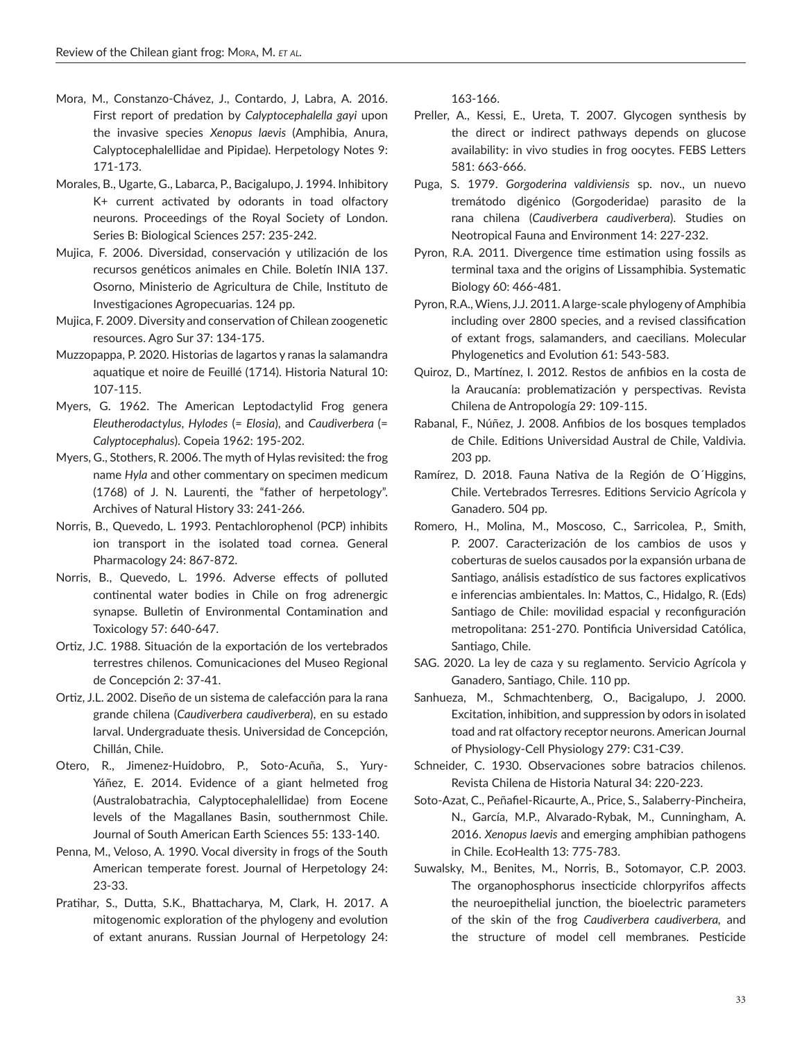Mora, M., Constanzo-Chávez, J., Contardo, J, Labra, A. 2016. First report of predation by *Calyptocephalella gayi* upon the invasive species *Xenopus laevis* (Amphibia, Anura, Calyptocephalellidae and Pipidae). Herpetology Notes 9: 171-173.

Morales, B., Ugarte, G., Labarca, P., Bacigalupo, J. 1994. Inhibitory K+ current activated by odorants in toad olfactory neurons. Proceedings of the Royal Society of London. Series B: Biological Sciences 257: 235-242.

Mujica, F. 2006. Diversidad, conservación y utilización de los recursos genéticos animales en Chile. Boletín INIA 137. Osorno, Ministerio de Agricultura de Chile, Instituto de Investigaciones Agropecuarias. 124 pp.

Mujica, F. 2009. Diversity and conservation of Chilean zoogenetic resources. Agro Sur 37: 134-175.

Muzzopappa, P. 2020. Historias de lagartos y ranas la salamandra aquatique et noire de Feuillé (1714). Historia Natural 10: 107-115.

Myers, G. 1962. The American Leptodactylid Frog genera *Eleutherodactylus*, *Hylodes* (= *Elosia*), and *Caudiverbera* (= *Calyptocephalus*). Copeia 1962: 195-202.

Myers, G., Stothers, R. 2006. The myth of Hylas revisited: the frog name *Hyla* and other commentary on specimen medicum (1768) of J. N. Laurenti, the "father of herpetology". Archives of Natural History 33: 241-266.

Norris, B., Quevedo, L. 1993. Pentachlorophenol (PCP) inhibits ion transport in the isolated toad cornea. General Pharmacology 24: 867-872.

Norris, B., Quevedo, L. 1996. Adverse effects of polluted continental water bodies in Chile on frog adrenergic synapse. Bulletin of Environmental Contamination and Toxicology 57: 640-647.

Ortiz, J.C. 1988. Situación de la exportación de los vertebrados terrestres chilenos. Comunicaciones del Museo Regional de Concepción 2: 37-41.

Ortiz, J.L. 2002. Diseño de un sistema de calefacción para la rana grande chilena (*Caudiverbera caudiverbera*), en su estado larval. Undergraduate thesis. Universidad de Concepción, Chillán, Chile.

Otero, R., Jimenez-Huidobro, P., Soto-Acuña, S., Yury-Yáñez, E. 2014. Evidence of a giant helmeted frog (Australobatrachia, Calyptocephalellidae) from Eocene levels of the Magallanes Basin, southernmost Chile. Journal of South American Earth Sciences 55: 133-140.

Penna, M., Veloso, A. 1990. Vocal diversity in frogs of the South American temperate forest. Journal of Herpetology 24: 23-33.

Pratihar, S., Dutta, S.K., Bhattacharya, M, Clark, H. 2017. A mitogenomic exploration of the phylogeny and evolution of extant anurans. Russian Journal of Herpetology 24: 163-166.

Preller, A., Kessi, E., Ureta, T. 2007. Glycogen synthesis by the direct or indirect pathways depends on glucose availability: in vivo studies in frog oocytes. FEBS Letters 581: 663-666.

Puga, S. 1979. *Gorgoderina valdiviensis* sp. nov., un nuevo tremátodo digénico (Gorgoderidae) parasito de la rana chilena (*Caudiverbera caudiverbera*). Studies on Neotropical Fauna and Environment 14: 227-232.

Pyron, R.A. 2011. Divergence time estimation using fossils as terminal taxa and the origins of Lissamphibia. Systematic Biology 60: 466-481.

Pyron, R.A., Wiens, J.J. 2011. A large-scale phylogeny of Amphibia including over 2800 species, and a revised classification of extant frogs, salamanders, and caecilians. Molecular Phylogenetics and Evolution 61: 543-583.

Quiroz, D., Martínez, I. 2012. Restos de anfibios en la costa de la Araucanía: problematización y perspectivas. Revista Chilena de Antropología 29: 109-115.

Rabanal, F., Núñez, J. 2008. Anfibios de los bosques templados de Chile. Editions Universidad Austral de Chile, Valdivia. 203 pp.

Ramírez, D. 2018. Fauna Nativa de la Región de O´Higgins, Chile. Vertebrados Terresres. Editions Servicio Agrícola y Ganadero. 504 pp.

Romero, H., Molina, M., Moscoso, C., Sarricolea, P., Smith, P. 2007. Caracterización de los cambios de usos y coberturas de suelos causados por la expansión urbana de Santiago, análisis estadístico de sus factores explicativos e inferencias ambientales. In: Mattos, C., Hidalgo, R. (Eds) Santiago de Chile: movilidad espacial y reconfiguración metropolitana: 251-270. Pontificia Universidad Católica, Santiago, Chile.

SAG. 2020. La ley de caza y su reglamento. Servicio Agrícola y Ganadero, Santiago, Chile. 110 pp.

Sanhueza, M., Schmachtenberg, O., Bacigalupo, J. 2000. Excitation, inhibition, and suppression by odors in isolated toad and rat olfactory receptor neurons. American Journal of Physiology-Cell Physiology 279: C31-C39.

Schneider, C. 1930. Observaciones sobre batracios chilenos. Revista Chilena de Historia Natural 34: 220-223.

Soto-Azat, C., Peñafiel-Ricaurte, A., Price, S., Salaberry-Pincheira, N., García, M.P., Alvarado-Rybak, M., Cunningham, A. 2016. *Xenopus laevis* and emerging amphibian pathogens in Chile. EcoHealth 13: 775-783.

Suwalsky, M., Benites, M., Norris, B., Sotomayor, C.P. 2003. The organophosphorus insecticide chlorpyrifos affects the neuroepithelial junction, the bioelectric parameters of the skin of the frog *Caudiverbera caudiverbera,* and the structure of model cell membranes. Pesticide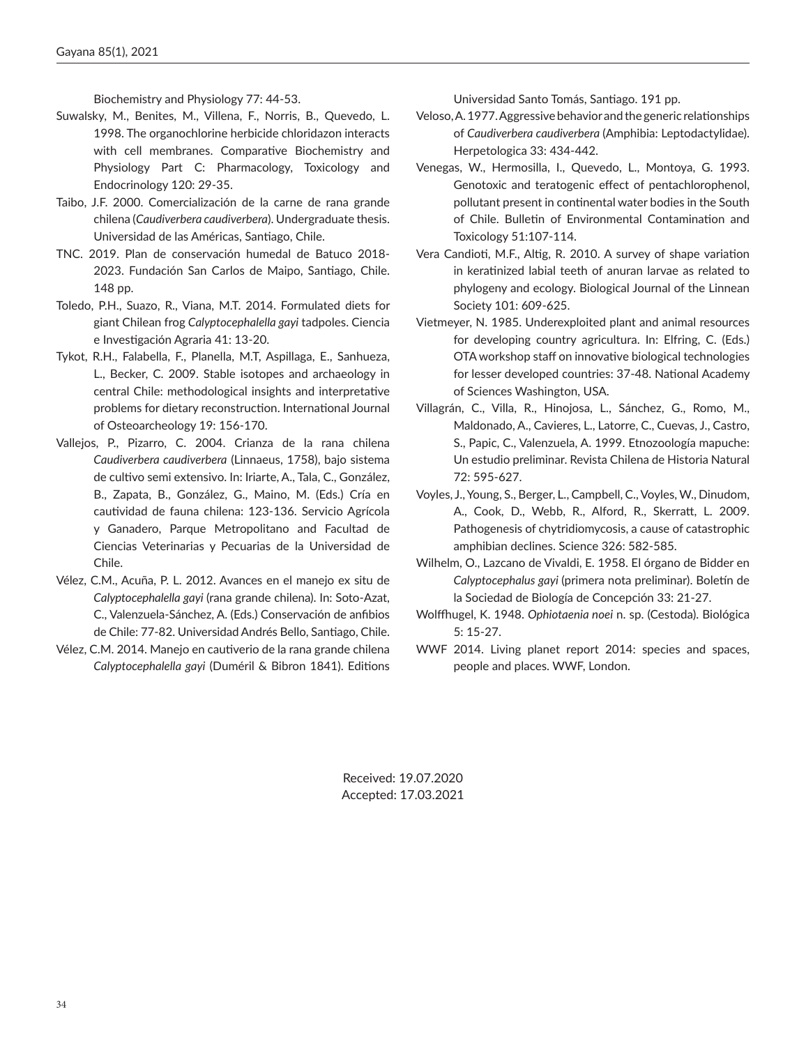Biochemistry and Physiology 77: 44-53.

Suwalsky, M., Benites, M., Villena, F., Norris, B., Quevedo, L. 1998. The organochlorine herbicide chloridazon interacts with cell membranes. Comparative Biochemistry and Physiology Part C: Pharmacology, Toxicology and Endocrinology 120: 29-35.

Taibo, J.F. 2000. Comercialización de la carne de rana grande chilena (*Caudiverbera caudiverbera*). Undergraduate thesis. Universidad de las Américas, Santiago, Chile.

TNC. 2019. Plan de conservación humedal de Batuco 2018-2023. Fundación San Carlos de Maipo, Santiago, Chile. 148 pp.

Toledo, P.H., Suazo, R., Viana, M.T. 2014. Formulated diets for giant Chilean frog *Calyptocephalella gayi* tadpoles. Ciencia e Investigación Agraria 41: 13-20.

Tykot, R.H., Falabella, F., Planella, M.T, Aspillaga, E., Sanhueza, L., Becker, C. 2009. Stable isotopes and archaeology in central Chile: methodological insights and interpretative problems for dietary reconstruction. International Journal of Osteoarcheology 19: 156-170.

Vallejos, P., Pizarro, C. 2004. Crianza de la rana chilena *Caudiverbera caudiverbera* (Linnaeus, 1758), bajo sistema de cultivo semi extensivo. In: Iriarte, A., Tala, C., González, B., Zapata, B., González, G., Maino, M. (Eds.) Cría en cautividad de fauna chilena: 123-136. Servicio Agrícola y Ganadero, Parque Metropolitano and Facultad de Ciencias Veterinarias y Pecuarias de la Universidad de Chile.

Vélez, C.M., Acuña, P. L. 2012. Avances en el manejo ex situ de *Calyptocephalella gayi* (rana grande chilena). In: Soto-Azat, C., Valenzuela-Sánchez, A. (Eds.) Conservación de anfibios de Chile: 77-82. Universidad Andrés Bello, Santiago, Chile.

Vélez, C.M. 2014. Manejo en cautiverio de la rana grande chilena *Calyptocephalella gayi* (Duméril & Bibron 1841). Editions Universidad Santo Tomás, Santiago. 191 pp.

Veloso, A. 1977. Aggressive behavior and the generic relationships of *Caudiverbera caudiverbera* (Amphibia: Leptodactylidae). Herpetologica 33: 434-442.

Venegas, W., Hermosilla, I., Quevedo, L., Montoya, G. 1993. Genotoxic and teratogenic effect of pentachlorophenol, pollutant present in continental water bodies in the South of Chile. Bulletin of Environmental Contamination and Toxicology 51:107-114.

Vera Candioti, M.F., Altig, R. 2010. A survey of shape variation in keratinized labial teeth of anuran larvae as related to phylogeny and ecology. Biological Journal of the Linnean Society 101: 609-625.

Vietmeyer, N. 1985. Underexploited plant and animal resources for developing country agricultura. In: Elfring, C. (Eds.) OTA workshop staff on innovative biological technologies for lesser developed countries: 37-48. National Academy of Sciences Washington, USA.

Villagrán, C., Villa, R., Hinojosa, L., Sánchez, G., Romo, M., Maldonado, A., Cavieres, L., Latorre, C., Cuevas, J., Castro, S., Papic, C., Valenzuela, A. 1999. Etnozoología mapuche: Un estudio preliminar. Revista Chilena de Historia Natural 72: 595-627.

Voyles, J., Young, S., Berger, L., Campbell, C., Voyles, W., Dinudom, A., Cook, D., Webb, R., Alford, R., Skerratt, L. 2009. Pathogenesis of chytridiomycosis, a cause of catastrophic amphibian declines. Science 326: 582-585.

Wilhelm, O., Lazcano de Vivaldi, E. 1958. El órgano de Bidder en *Calyptocephalus gayi* (primera nota preliminar). Boletín de la Sociedad de Biología de Concepción 33: 21-27.

Wolffhugel, K. 1948. *Ophiotaenia noei* n. sp. (Cestoda). Biológica 5: 15-27.

WWF 2014. Living planet report 2014: species and spaces, people and places. WWF, London.

Received: 19.07.2020
Accepted: 17.03.2021